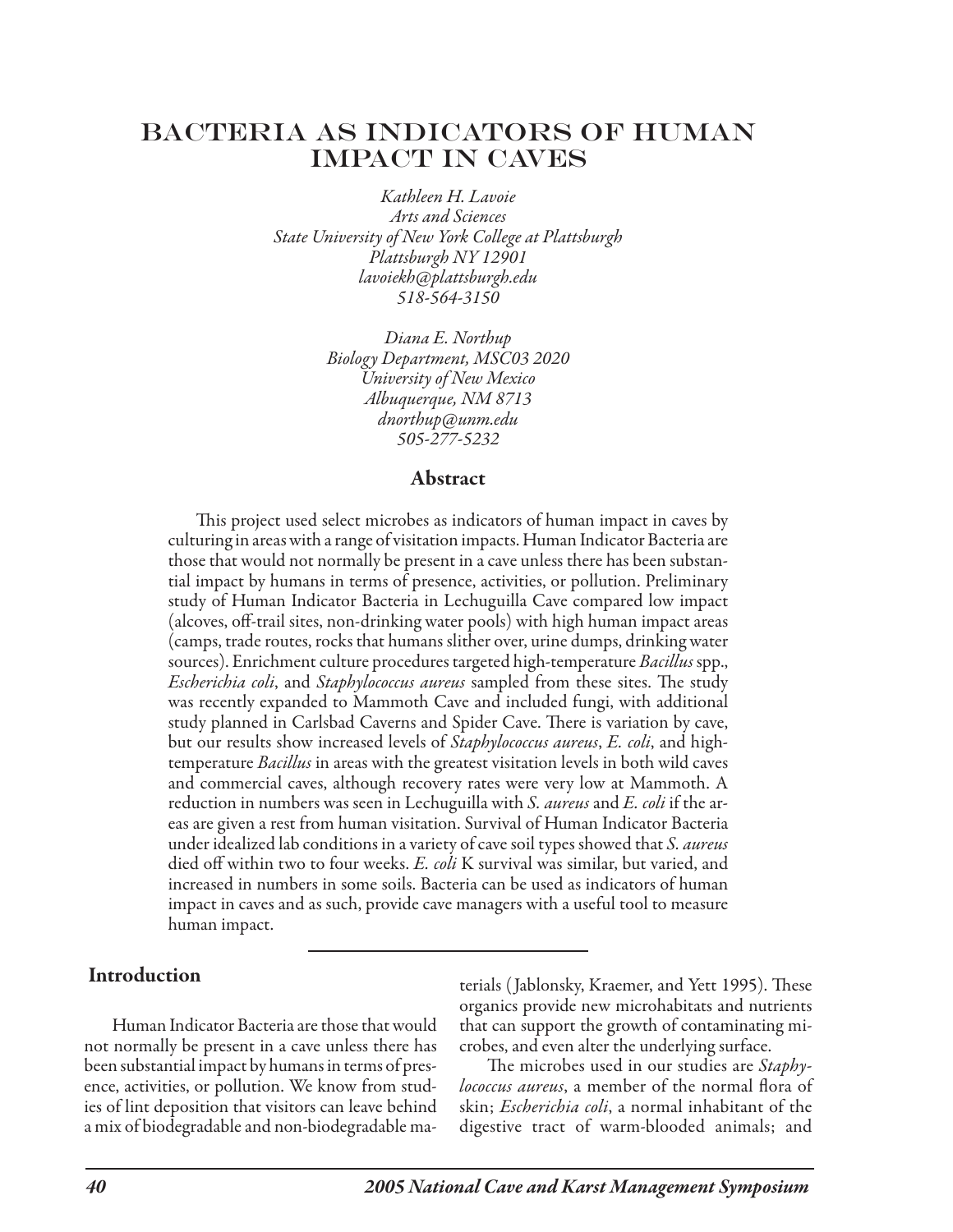# BACTERIA AS INDICATORS OF HUMAN IMPACT IN CAVES

*Kathleen H. Lavoie*
*Arts and Sciences*
*State University of New York College at Plattsburgh*
*Plattsburgh NY 12901*
*lavoiekh@plattsburgh.edu*
*518-564-3150*

*Diana E. Northup*
*Biology Department, MSC03 2020*
*University of New Mexico*
*Albuquerque, NM 8713*
*dnorthup@unm.edu*
*505-277-5232*

## Abstract

This project used select microbes as indicators of human impact in caves by culturing in areas with a range of visitation impacts. Human Indicator Bacteria are those that would not normally be present in a cave unless there has been substantial impact by humans in terms of presence, activities, or pollution. Preliminary study of Human Indicator Bacteria in Lechuguilla Cave compared low impact (alcoves, off-trail sites, non-drinking water pools) with high human impact areas (camps, trade routes, rocks that humans slither over, urine dumps, drinking water sources). Enrichment culture procedures targeted high-temperature *Bacillus* spp., *Escherichia coli*, and *Staphylococcus aureus* sampled from these sites. The study was recently expanded to Mammoth Cave and included fungi, with additional study planned in Carlsbad Caverns and Spider Cave. There is variation by cave, but our results show increased levels of *Staphylococcus aureus*, *E. coli*, and high-temperature *Bacillus* in areas with the greatest visitation levels in both wild caves and commercial caves, although recovery rates were very low at Mammoth. A reduction in numbers was seen in Lechuguilla with *S. aureus* and *E. coli* if the areas are given a rest from human visitation. Survival of Human Indicator Bacteria under idealized lab conditions in a variety of cave soil types showed that *S. aureus* died off within two to four weeks. *E. coli* K survival was similar, but varied, and increased in numbers in some soils. Bacteria can be used as indicators of human impact in caves and as such, provide cave managers with a useful tool to measure human impact.

## Introduction

Human Indicator Bacteria are those that would not normally be present in a cave unless there has been substantial impact by humans in terms of presence, activities, or pollution. We know from studies of lint deposition that visitors can leave behind a mix of biodegradable and non-biodegradable materials (Jablonsky, Kraemer, and Yett 1995). These organics provide new microhabitats and nutrients that can support the growth of contaminating microbes, and even alter the underlying surface.

The microbes used in our studies are *Staphylococcus aureus*, a member of the normal flora of skin; *Escherichia coli*, a normal inhabitant of the digestive tract of warm-blooded animals; and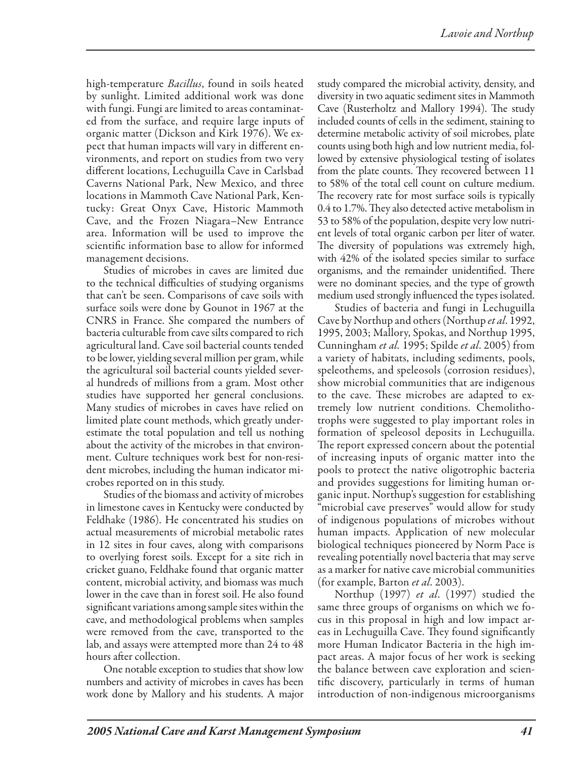high-temperature *Bacillus*, found in soils heated by sunlight. Limited additional work was done with fungi. Fungi are limited to areas contaminated from the surface, and require large inputs of organic matter (Dickson and Kirk 1976). We expect that human impacts will vary in different environments, and report on studies from two very different locations, Lechuguilla Cave in Carlsbad Caverns National Park, New Mexico, and three locations in Mammoth Cave National Park, Kentucky: Great Onyx Cave, Historic Mammoth Cave, and the Frozen Niagara–New Entrance area. Information will be used to improve the scientific information base to allow for informed management decisions.

Studies of microbes in caves are limited due to the technical difficulties of studying organisms that can't be seen. Comparisons of cave soils with surface soils were done by Gounot in 1967 at the CNRS in France. She compared the numbers of bacteria culturable from cave silts compared to rich agricultural land. Cave soil bacterial counts tended to be lower, yielding several million per gram, while the agricultural soil bacterial counts yielded several hundreds of millions from a gram. Most other studies have supported her general conclusions. Many studies of microbes in caves have relied on limited plate count methods, which greatly underestimate the total population and tell us nothing about the activity of the microbes in that environment. Culture techniques work best for non-resident microbes, including the human indicator microbes reported on in this study.

Studies of the biomass and activity of microbes in limestone caves in Kentucky were conducted by Feldhake (1986). He concentrated his studies on actual measurements of microbial metabolic rates in 12 sites in four caves, along with comparisons to overlying forest soils. Except for a site rich in cricket guano, Feldhake found that organic matter content, microbial activity, and biomass was much lower in the cave than in forest soil. He also found significant variations among sample sites within the cave, and methodological problems when samples were removed from the cave, transported to the lab, and assays were attempted more than 24 to 48 hours after collection.

One notable exception to studies that show low numbers and activity of microbes in caves has been work done by Mallory and his students. A major study compared the microbial activity, density, and diversity in two aquatic sediment sites in Mammoth Cave (Rusterholtz and Mallory 1994). The study included counts of cells in the sediment, staining to determine metabolic activity of soil microbes, plate counts using both high and low nutrient media, followed by extensive physiological testing of isolates from the plate counts. They recovered between 11 to 58% of the total cell count on culture medium. The recovery rate for most surface soils is typically 0.4 to 1.7%. They also detected active metabolism in 53 to 58% of the population, despite very low nutrient levels of total organic carbon per liter of water. The diversity of populations was extremely high, with 42% of the isolated species similar to surface organisms, and the remainder unidentified. There were no dominant species, and the type of growth medium used strongly influenced the types isolated.

Studies of bacteria and fungi in Lechuguilla Cave by Northup and others (Northup *et al.* 1992, 1995, 2003; Mallory, Spokas, and Northup 1995, Cunningham *et al.* 1995; Spilde *et al*. 2005) from a variety of habitats, including sediments, pools, speleothems, and speleosols (corrosion residues), show microbial communities that are indigenous to the cave. These microbes are adapted to extremely low nutrient conditions. Chemolithotrophs were suggested to play important roles in formation of speleosol deposits in Lechuguilla. The report expressed concern about the potential of increasing inputs of organic matter into the pools to protect the native oligotrophic bacteria and provides suggestions for limiting human organic input. Northup's suggestion for establishing "microbial cave preserves" would allow for study of indigenous populations of microbes without human impacts. Application of new molecular biological techniques pioneered by Norm Pace is revealing potentially novel bacteria that may serve as a marker for native cave microbial communities (for example, Barton *et al*. 2003).

Northup (1997) *et al*. (1997) studied the same three groups of organisms on which we focus in this proposal in high and low impact areas in Lechuguilla Cave. They found significantly more Human Indicator Bacteria in the high impact areas. A major focus of her work is seeking the balance between cave exploration and scientific discovery, particularly in terms of human introduction of non-indigenous microorganisms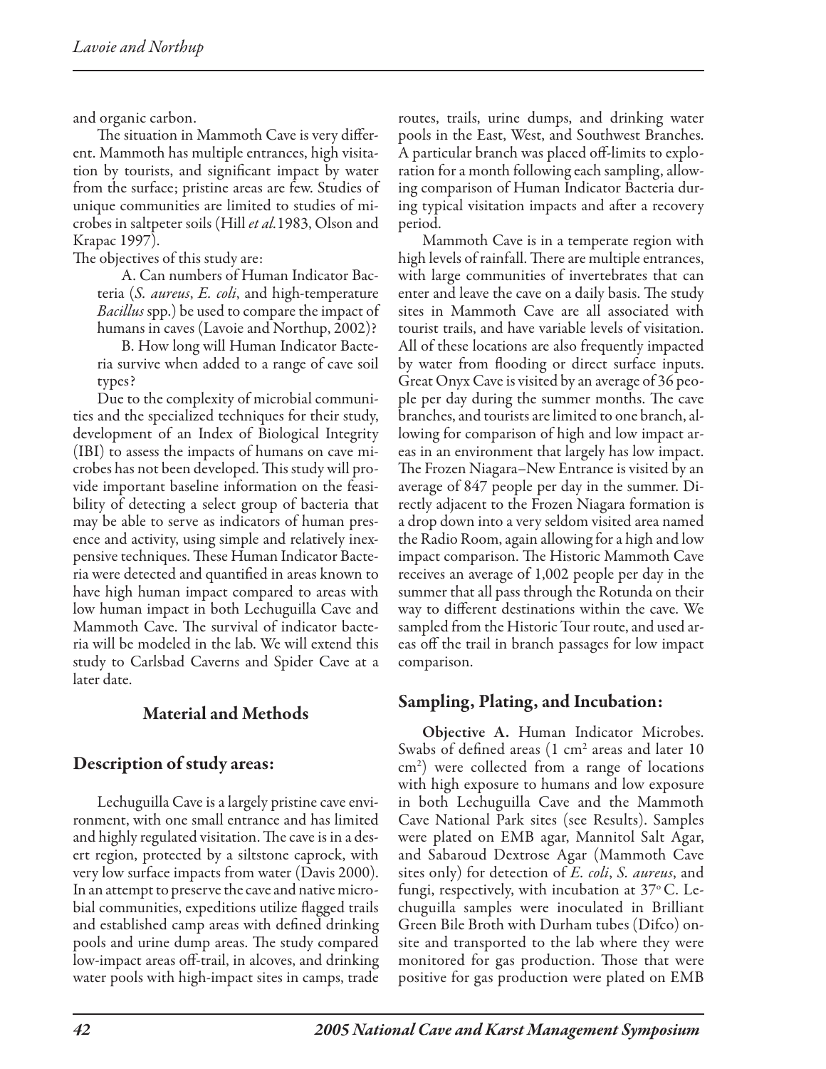and organic carbon.

The situation in Mammoth Cave is very different. Mammoth has multiple entrances, high visitation by tourists, and significant impact by water from the surface; pristine areas are few. Studies of unique communities are limited to studies of microbes in saltpeter soils (Hill *et al.*1983, Olson and Krapac 1997).

The objectives of this study are:

A. Can numbers of Human Indicator Bacteria (*S. aureus*, *E. coli*, and high-temperature *Bacillus* spp.) be used to compare the impact of humans in caves (Lavoie and Northup, 2002)?

B. How long will Human Indicator Bacteria survive when added to a range of cave soil types?

Due to the complexity of microbial communities and the specialized techniques for their study, development of an Index of Biological Integrity (IBI) to assess the impacts of humans on cave microbes has not been developed. This study will provide important baseline information on the feasibility of detecting a select group of bacteria that may be able to serve as indicators of human presence and activity, using simple and relatively inexpensive techniques. These Human Indicator Bacteria were detected and quantified in areas known to have high human impact compared to areas with low human impact in both Lechuguilla Cave and Mammoth Cave. The survival of indicator bacteria will be modeled in the lab. We will extend this study to Carlsbad Caverns and Spider Cave at a later date.

## Material and Methods

### Description of study areas:

Lechuguilla Cave is a largely pristine cave environment, with one small entrance and has limited and highly regulated visitation. The cave is in a desert region, protected by a siltstone caprock, with very low surface impacts from water (Davis 2000). In an attempt to preserve the cave and native microbial communities, expeditions utilize flagged trails and established camp areas with defined drinking pools and urine dump areas. The study compared low-impact areas off-trail, in alcoves, and drinking water pools with high-impact sites in camps, trade routes, trails, urine dumps, and drinking water pools in the East, West, and Southwest Branches. A particular branch was placed off-limits to exploration for a month following each sampling, allowing comparison of Human Indicator Bacteria during typical visitation impacts and after a recovery period.

Mammoth Cave is in a temperate region with high levels of rainfall. There are multiple entrances, with large communities of invertebrates that can enter and leave the cave on a daily basis. The study sites in Mammoth Cave are all associated with tourist trails, and have variable levels of visitation. All of these locations are also frequently impacted by water from flooding or direct surface inputs. Great Onyx Cave is visited by an average of 36 people per day during the summer months. The cave branches, and tourists are limited to one branch, allowing for comparison of high and low impact areas in an environment that largely has low impact. The Frozen Niagara–New Entrance is visited by an average of 847 people per day in the summer. Directly adjacent to the Frozen Niagara formation is a drop down into a very seldom visited area named the Radio Room, again allowing for a high and low impact comparison. The Historic Mammoth Cave receives an average of 1,002 people per day in the summer that all pass through the Rotunda on their way to different destinations within the cave. We sampled from the Historic Tour route, and used areas off the trail in branch passages for low impact comparison.

### Sampling, Plating, and Incubation:

**Objective A.** Human Indicator Microbes. Swabs of defined areas (1 $cm^2$ areas and later 10 $cm^2$) were collected from a range of locations with high exposure to humans and low exposure in both Lechuguilla Cave and the Mammoth Cave National Park sites (see Results). Samples were plated on EMB agar, Mannitol Salt Agar, and Sabaroud Dextrose Agar (Mammoth Cave sites only) for detection of *E. coli*, *S. aureus*, and fungi, respectively, with incubation at 37° C. Lechuguilla samples were inoculated in Brilliant Green Bile Broth with Durham tubes (Difco) onsite and transported to the lab where they were monitored for gas production. Those that were positive for gas production were plated on EMB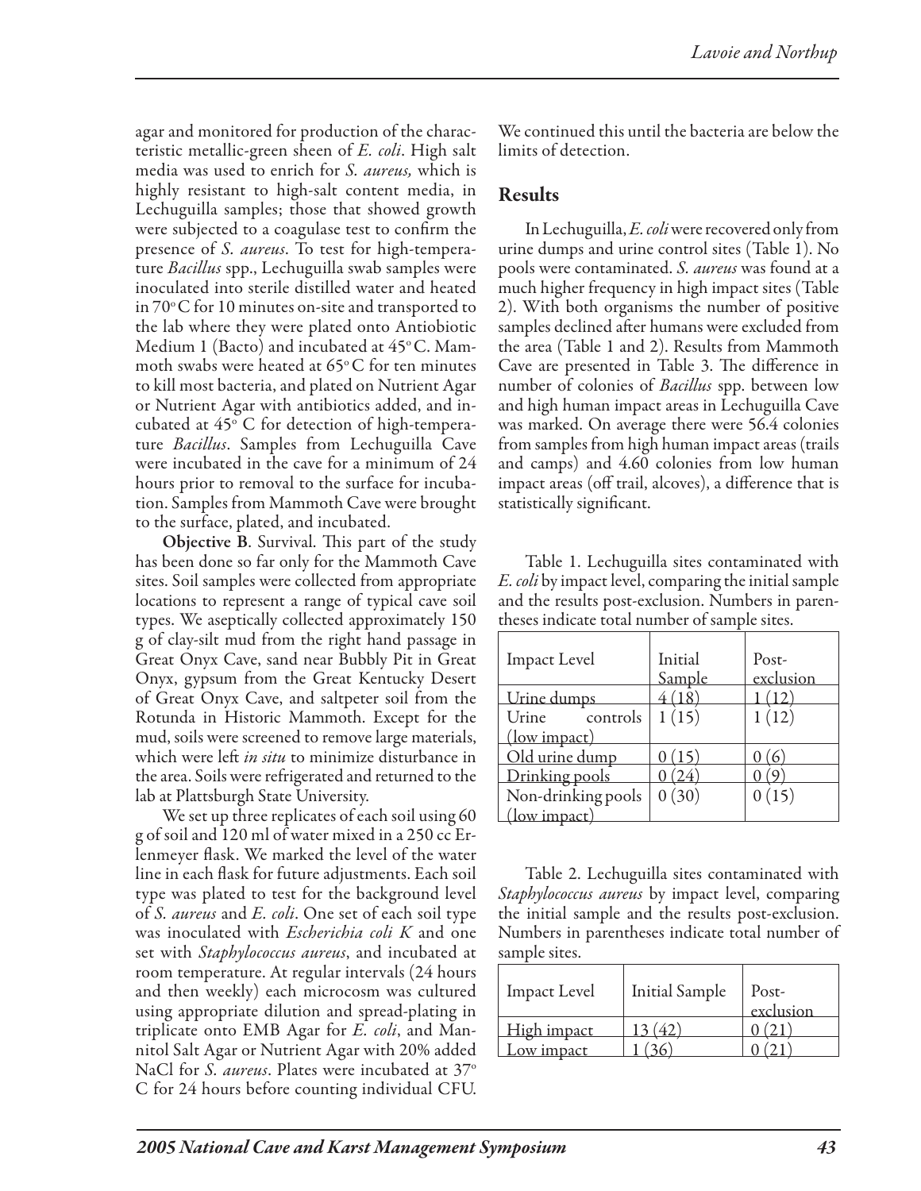agar and monitored for production of the characteristic metallic-green sheen of *E. coli*. High salt media was used to enrich for *S. aureus,* which is highly resistant to high-salt content media, in Lechuguilla samples; those that showed growth were subjected to a coagulase test to confirm the presence of *S. aureus*. To test for high-temperature *Bacillus* spp., Lechuguilla swab samples were inoculated into sterile distilled water and heated in 70°C for 10 minutes on-site and transported to the lab where they were plated onto Antiobiotic Medium 1 (Bacto) and incubated at 45°C. Mammoth swabs were heated at 65°C for ten minutes to kill most bacteria, and plated on Nutrient Agar or Nutrient Agar with antibiotics added, and incubated at 45° C for detection of high-temperature *Bacillus*. Samples from Lechuguilla Cave were incubated in the cave for a minimum of 24 hours prior to removal to the surface for incubation. Samples from Mammoth Cave were brought to the surface, plated, and incubated.

**Objective B**. Survival. This part of the study has been done so far only for the Mammoth Cave sites. Soil samples were collected from appropriate locations to represent a range of typical cave soil types. We aseptically collected approximately 150 g of clay-silt mud from the right hand passage in Great Onyx Cave, sand near Bubbly Pit in Great Onyx, gypsum from the Great Kentucky Desert of Great Onyx Cave, and saltpeter soil from the Rotunda in Historic Mammoth. Except for the mud, soils were screened to remove large materials, which were left *in situ* to minimize disturbance in the area. Soils were refrigerated and returned to the lab at Plattsburgh State University.

We set up three replicates of each soil using 60 g of soil and 120 ml of water mixed in a 250 cc Erlenmeyer flask. We marked the level of the water line in each flask for future adjustments. Each soil type was plated to test for the background level of *S. aureus* and *E. coli*. One set of each soil type was inoculated with *Escherichia coli K* and one set with *Staphylococcus aureus*, and incubated at room temperature. At regular intervals (24 hours and then weekly) each microcosm was cultured using appropriate dilution and spread-plating in triplicate onto EMB Agar for *E. coli*, and Mannitol Salt Agar or Nutrient Agar with 20% added NaCl for *S. aureus*. Plates were incubated at 37° C for 24 hours before counting individual CFU. We continued this until the bacteria are below the limits of detection.

## Results

In Lechuguilla, *E. coli* were recovered only from urine dumps and urine control sites (Table 1). No pools were contaminated. *S. aureus* was found at a much higher frequency in high impact sites (Table 2). With both organisms the number of positive samples declined after humans were excluded from the area (Table 1 and 2). Results from Mammoth Cave are presented in Table 3. The difference in number of colonies of *Bacillus* spp. between low and high human impact areas in Lechuguilla Cave was marked. On average there were 56.4 colonies from samples from high human impact areas (trails and camps) and 4.60 colonies from low human impact areas (off trail, alcoves), a difference that is statistically significant.

Table 1. Lechuguilla sites contaminated with *E. coli* by impact level, comparing the initial sample and the results post-exclusion. Numbers in parentheses indicate total number of sample sites.

| Impact Level | Initial Sample | Post-exclusion |
|---|---|---|
| Urine dumps | 4 (18) | 1 (12) |
| Urine controls (low impact) | 1 (15) | 1 (12) |
| Old urine dump | 0 (15) | 0 (6) |
| Drinking pools | 0 (24) | 0 (9) |
| Non-drinking pools (low impact) | 0 (30) | 0 (15) |

Table 2. Lechuguilla sites contaminated with *Staphylococcus aureus* by impact level, comparing the initial sample and the results post-exclusion. Numbers in parentheses indicate total number of sample sites.

| Impact Level | Initial Sample | Post-exclusion |
|---|---|---|
| High impact | 13 (42) | 0 (21) |
| Low impact | 1 (36) | 0 (21) |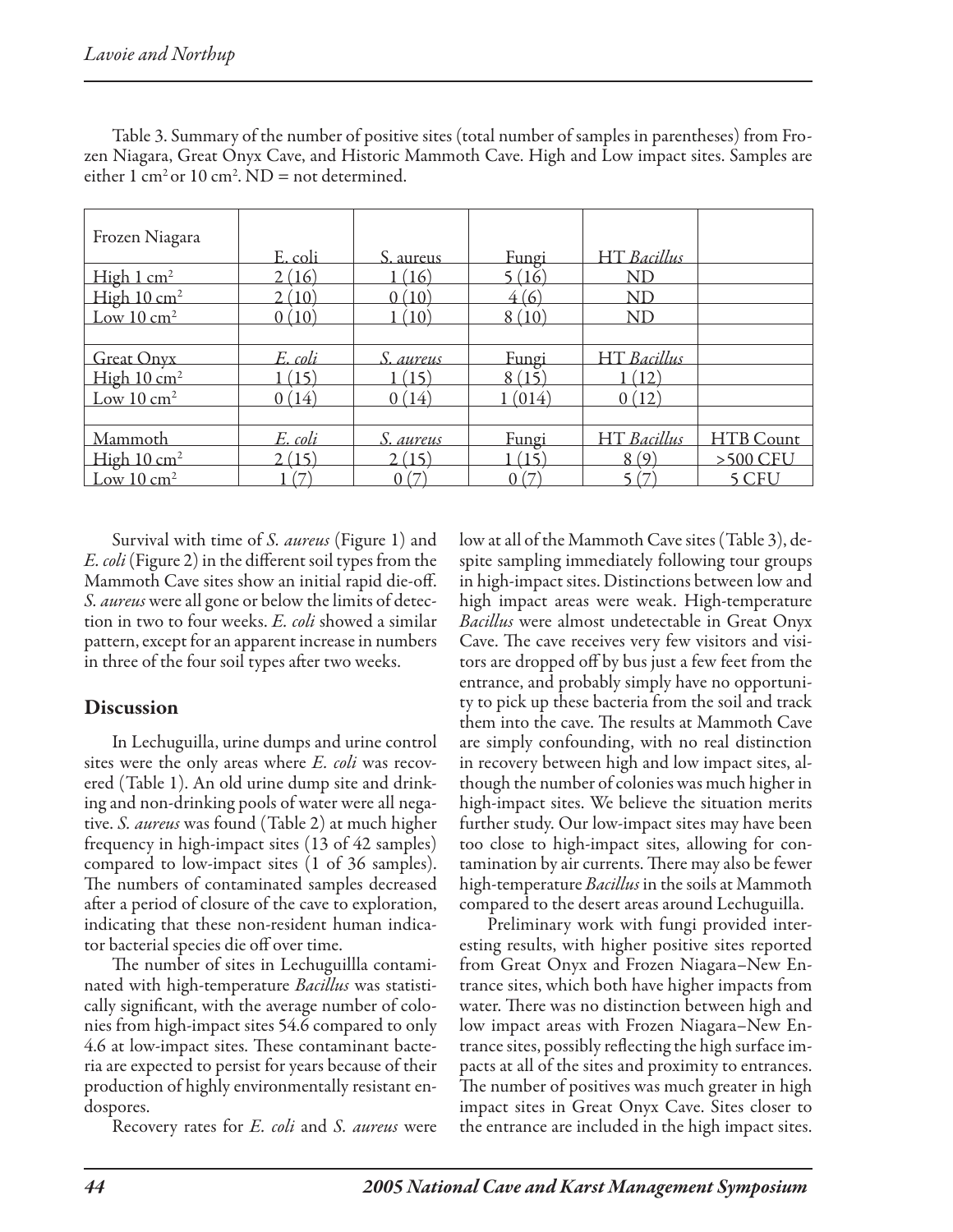Table 3. Summary of the number of positive sites (total number of samples in parentheses) from Frozen Niagara, Great Onyx Cave, and Historic Mammoth Cave. High and Low impact sites. Samples are either 1 cm² or 10 cm². ND = not determined.

| Frozen Niagara | E. coli | S. aureus | Fungi | HT *Bacillus* | |
|---|---|---|---|---|---|
| High 1 cm² | 2 (16) | 1 (16) | 5 (16) | ND | |
| High 10 cm² | 2 (10) | 0 (10) | 4 (6) | ND | |
| Low 10 cm² | 0 (10) | 1 (10) | 8 (10) | ND | |
| | | | | | |
| Great Onyx | *E. coli* | *S. aureus* | Fungi | HT *Bacillus* | |
| High 10 cm² | 1 (15) | 1 (15) | 8 (15) | 1 (12) | |
| Low 10 cm² | 0 (14) | 0 (14) | 1 (014) | 0 (12) | |
| | | | | | |
| Mammoth | *E. coli* | *S. aureus* | Fungi | HT *Bacillus* | HTB Count |
| High 10 cm² | 2 (15) | 2 (15) | 1 (15) | 8 (9) | >500 CFU |
| Low 10 cm² | 1 (7) | 0 (7) | 0 (7) | 5 (7) | 5 CFU |

Survival with time of *S. aureus* (Figure 1) and *E. coli* (Figure 2) in the different soil types from the Mammoth Cave sites show an initial rapid die-off. *S. aureus* were all gone or below the limits of detection in two to four weeks. *E. coli* showed a similar pattern, except for an apparent increase in numbers in three of the four soil types after two weeks.

## Discussion

In Lechuguilla, urine dumps and urine control sites were the only areas where *E. coli* was recovered (Table 1). An old urine dump site and drinking and non-drinking pools of water were all negative. *S. aureus* was found (Table 2) at much higher frequency in high-impact sites (13 of 42 samples) compared to low-impact sites (1 of 36 samples). The numbers of contaminated samples decreased after a period of closure of the cave to exploration, indicating that these non-resident human indicator bacterial species die off over time.

The number of sites in Lechuguillla contaminated with high-temperature *Bacillus* was statistically significant, with the average number of colonies from high-impact sites 54.6 compared to only 4.6 at low-impact sites. These contaminant bacteria are expected to persist for years because of their production of highly environmentally resistant endospores.

Recovery rates for *E. coli* and *S. aureus* were low at all of the Mammoth Cave sites (Table 3), despite sampling immediately following tour groups in high-impact sites. Distinctions between low and high impact areas were weak. High-temperature *Bacillus* were almost undetectable in Great Onyx Cave. The cave receives very few visitors and visitors are dropped off by bus just a few feet from the entrance, and probably simply have no opportunity to pick up these bacteria from the soil and track them into the cave. The results at Mammoth Cave are simply confounding, with no real distinction in recovery between high and low impact sites, although the number of colonies was much higher in high-impact sites. We believe the situation merits further study. Our low-impact sites may have been too close to high-impact sites, allowing for contamination by air currents. There may also be fewer high-temperature *Bacillus* in the soils at Mammoth compared to the desert areas around Lechuguilla.

Preliminary work with fungi provided interesting results, with higher positive sites reported from Great Onyx and Frozen Niagara–New Entrance sites, which both have higher impacts from water. There was no distinction between high and low impact areas with Frozen Niagara–New Entrance sites, possibly reflecting the high surface impacts at all of the sites and proximity to entrances. The number of positives was much greater in high impact sites in Great Onyx Cave. Sites closer to the entrance are included in the high impact sites.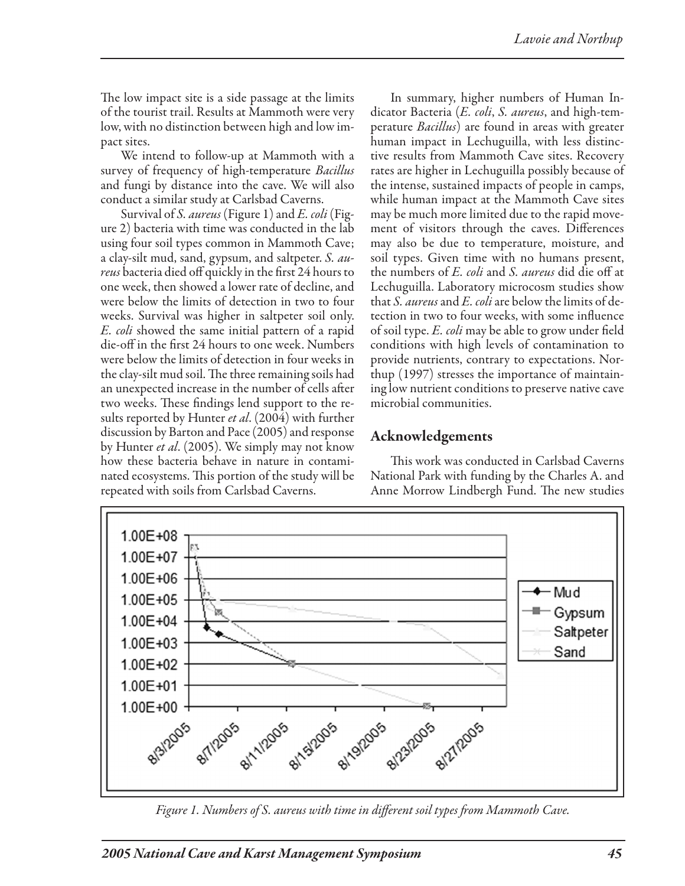The low impact site is a side passage at the limits of the tourist trail. Results at Mammoth were very low, with no distinction between high and low impact sites.

We intend to follow-up at Mammoth with a survey of frequency of high-temperature *Bacillus* and fungi by distance into the cave. We will also conduct a similar study at Carlsbad Caverns.

Survival of *S. aureus* (Figure 1) and *E. coli* (Figure 2) bacteria with time was conducted in the lab using four soil types common in Mammoth Cave; a clay-silt mud, sand, gypsum, and saltpeter. *S. aureus* bacteria died off quickly in the first 24 hours to one week, then showed a lower rate of decline, and were below the limits of detection in two to four weeks. Survival was higher in saltpeter soil only. *E. coli* showed the same initial pattern of a rapid die-off in the first 24 hours to one week. Numbers were below the limits of detection in four weeks in the clay-silt mud soil. The three remaining soils had an unexpected increase in the number of cells after two weeks. These findings lend support to the results reported by Hunter *et al*. (2004) with further discussion by Barton and Pace (2005) and response by Hunter *et al*. (2005). We simply may not know how these bacteria behave in nature in contaminated ecosystems. This portion of the study will be repeated with soils from Carlsbad Caverns.

In summary, higher numbers of Human Indicator Bacteria (*E. coli*, *S. aureus*, and high-temperature *Bacillus*) are found in areas with greater human impact in Lechuguilla, with less distinctive results from Mammoth Cave sites. Recovery rates are higher in Lechuguilla possibly because of the intense, sustained impacts of people in camps, while human impact at the Mammoth Cave sites may be much more limited due to the rapid movement of visitors through the caves. Differences may also be due to temperature, moisture, and soil types. Given time with no humans present, the numbers of *E. coli* and *S. aureus* did die off at Lechuguilla. Laboratory microcosm studies show that *S. aureus* and *E. coli* are below the limits of detection in two to four weeks, with some influence of soil type. *E. coli* may be able to grow under field conditions with high levels of contamination to provide nutrients, contrary to expectations. Northup (1997) stresses the importance of maintaining low nutrient conditions to preserve native cave microbial communities.

## Acknowledgements

This work was conducted in Carlsbad Caverns National Park with funding by the Charles A. and Anne Morrow Lindbergh Fund. The new studies

*Figure 1. Numbers of S. aureus with time in different soil types from Mammoth Cave.*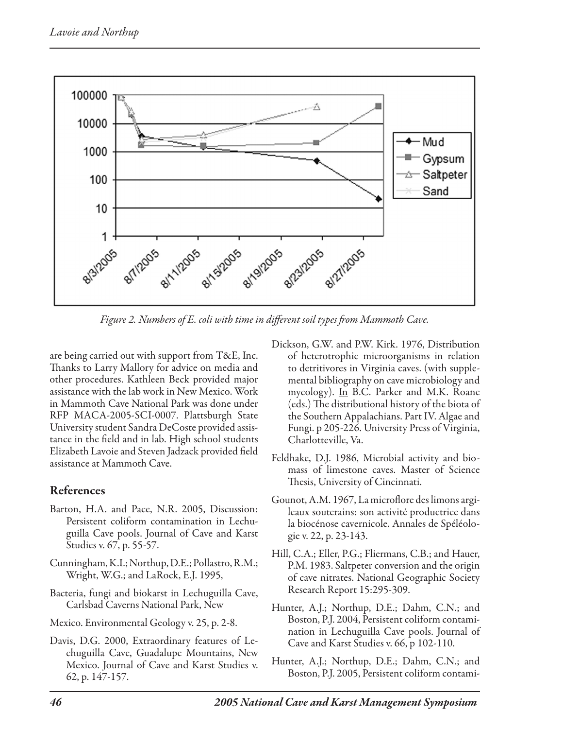Figure 2. Numbers of E. coli with time in different soil types from Mammoth Cave.

are being carried out with support from T&E, Inc. Thanks to Larry Mallory for advice on media and other procedures. Kathleen Beck provided major assistance with the lab work in New Mexico. Work in Mammoth Cave National Park was done under RFP MACA-2005-SCI-0007. Plattsburgh State University student Sandra DeCoste provided assistance in the field and in lab. High school students Elizabeth Lavoie and Steven Jadzack provided field assistance at Mammoth Cave.

## References

Barton, H.A. and Pace, N.R. 2005, Discussion: Persistent coliform contamination in Lechuguilla Cave pools. Journal of Cave and Karst Studies v. 67, p. 55-57.

Cunningham, K.I.; Northup, D.E.; Pollastro, R.M.; Wright, W.G.; and LaRock, E.J. 1995,

Bacteria, fungi and biokarst in Lechuguilla Cave, Carlsbad Caverns National Park, New

Mexico. Environmental Geology v. 25, p. 2-8.

Davis, D.G. 2000, Extraordinary features of Lechuguilla Cave, Guadalupe Mountains, New Mexico. Journal of Cave and Karst Studies v. 62, p. 147-157.

Dickson, G.W. and P.W. Kirk. 1976, Distribution of heterotrophic microorganisms in relation to detritivores in Virginia caves. (with supplemental bibliography on cave microbiology and mycology). In B.C. Parker and M.K. Roane (eds.) The distributional history of the biota of the Southern Appalachians. Part IV. Algae and Fungi. p 205-226. University Press of Virginia, Charlotteville, Va.

Feldhake, D.J. 1986, Microbial activity and biomass of limestone caves. Master of Science Thesis, University of Cincinnati.

Gounot, A.M. 1967, La microflore des limons argileaux souterains: son activité productrice dans la biocénose cavernicole. Annales de Spéléologie v. 22, p. 23-143.

Hill, C.A.; Eller, P.G.; Fliermans, C.B.; and Hauer, P.M. 1983. Saltpeter conversion and the origin of cave nitrates. National Geographic Society Research Report 15:295-309.

Hunter, A.J.; Northup, D.E.; Dahm, C.N.; and Boston, P.J. 2004, Persistent coliform contamination in Lechuguilla Cave pools. Journal of Cave and Karst Studies v. 66, p 102-110.

Hunter, A.J.; Northup, D.E.; Dahm, C.N.; and Boston, P.J. 2005, Persistent coliform contami-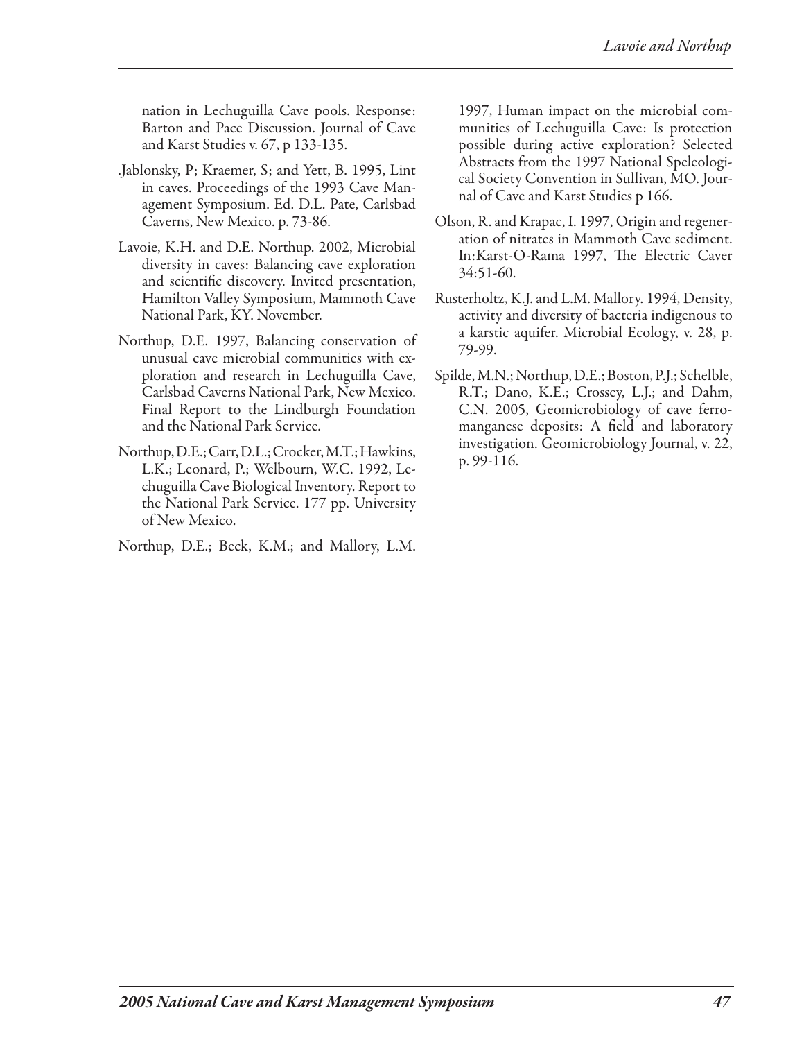nation in Lechuguilla Cave pools. Response: Barton and Pace Discussion. Journal of Cave and Karst Studies v. 67, p 133-135.

.Jablonsky, P; Kraemer, S; and Yett, B. 1995, Lint in caves. Proceedings of the 1993 Cave Management Symposium. Ed. D.L. Pate, Carlsbad Caverns, New Mexico. p. 73-86.

Lavoie, K.H. and D.E. Northup. 2002, Microbial diversity in caves: Balancing cave exploration and scientific discovery. Invited presentation, Hamilton Valley Symposium, Mammoth Cave National Park, KY. November.

Northup, D.E. 1997, Balancing conservation of unusual cave microbial communities with exploration and research in Lechuguilla Cave, Carlsbad Caverns National Park, New Mexico. Final Report to the Lindburgh Foundation and the National Park Service.

Northup, D.E.; Carr, D.L.; Crocker, M.T.; Hawkins, L.K.; Leonard, P.; Welbourn, W.C. 1992, Lechuguilla Cave Biological Inventory. Report to the National Park Service. 177 pp. University of New Mexico.

Northup, D.E.; Beck, K.M.; and Mallory, L.M. 1997, Human impact on the microbial communities of Lechuguilla Cave: Is protection possible during active exploration? Selected Abstracts from the 1997 National Speleological Society Convention in Sullivan, MO. Journal of Cave and Karst Studies p 166.

Olson, R. and Krapac, I. 1997, Origin and regeneration of nitrates in Mammoth Cave sediment. In:Karst-O-Rama 1997, The Electric Caver 34:51-60.

Rusterholtz, K.J. and L.M. Mallory. 1994, Density, activity and diversity of bacteria indigenous to a karstic aquifer. Microbial Ecology, v. 28, p. 79-99.

Spilde, M.N.; Northup, D.E.; Boston, P.J.; Schelble, R.T.; Dano, K.E.; Crossey, L.J.; and Dahm, C.N. 2005, Geomicrobiology of cave ferromanganese deposits: A field and laboratory investigation. Geomicrobiology Journal, v. 22, p. 99-116.